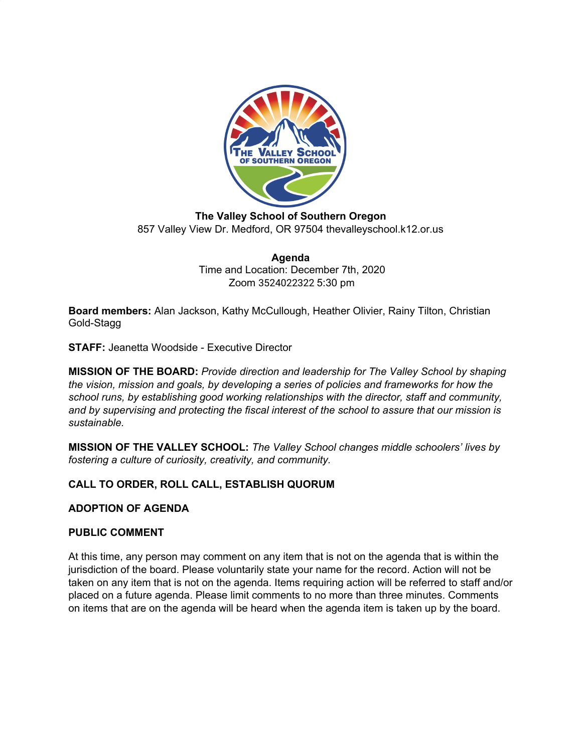**The Valley School of Southern Oregon**
857 Valley View Dr. Medford, OR 97504 thevalleyschool.k12.or.us

**Agenda**
Time and Location: December 7th, 2020
Zoom 3524022322 5:30 pm

**Board members:** Alan Jackson, Kathy McCullough, Heather Olivier, Rainy Tilton, Christian Gold-Stagg

**STAFF:** Jeanetta Woodside - Executive Director

**MISSION OF THE BOARD:** *Provide direction and leadership for The Valley School by shaping the vision, mission and goals, by developing a series of policies and frameworks for how the school runs, by establishing good working relationships with the director, staff and community, and by supervising and protecting the fiscal interest of the school to assure that our mission is sustainable.*

**MISSION OF THE VALLEY SCHOOL:** *The Valley School changes middle schoolers' lives by fostering a culture of curiosity, creativity, and community.*

**CALL TO ORDER, ROLL CALL, ESTABLISH QUORUM**

**ADOPTION OF AGENDA**

**PUBLIC COMMENT**

At this time, any person may comment on any item that is not on the agenda that is within the jurisdiction of the board. Please voluntarily state your name for the record. Action will not be taken on any item that is not on the agenda. Items requiring action will be referred to staff and/or placed on a future agenda. Please limit comments to no more than three minutes. Comments on items that are on the agenda will be heard when the agenda item is taken up by the board.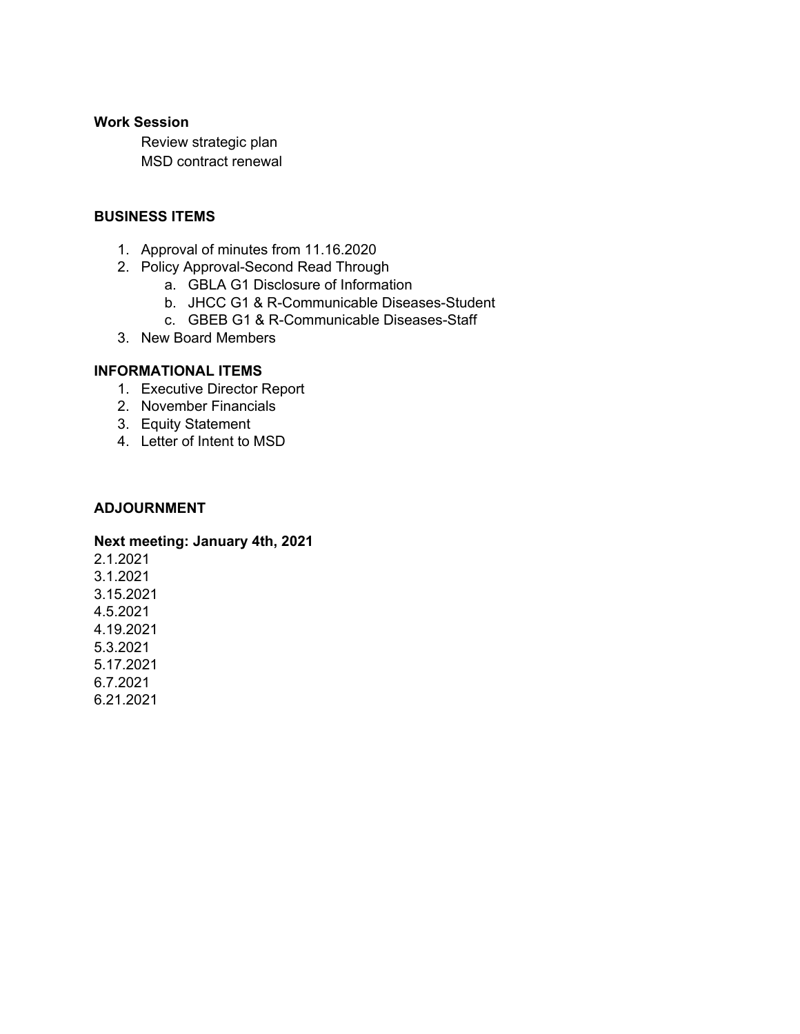**Work Session**

Review strategic plan
MSD contract renewal

**BUSINESS ITEMS**

1. Approval of minutes from 11.16.2020
2. Policy Approval-Second Read Through
    a. GBLA G1 Disclosure of Information
    b. JHCC G1 & R-Communicable Diseases-Student
    c. GBEB G1 & R-Communicable Diseases-Staff
3. New Board Members

**INFORMATIONAL ITEMS**

1. Executive Director Report
2. November Financials
3. Equity Statement
4. Letter of Intent to MSD

**ADJOURNMENT**

**Next meeting: January 4th, 2021**

2.1.2021
3.1.2021
3.15.2021
4.5.2021
4.19.2021
5.3.2021
5.17.2021
6.7.2021
6.21.2021